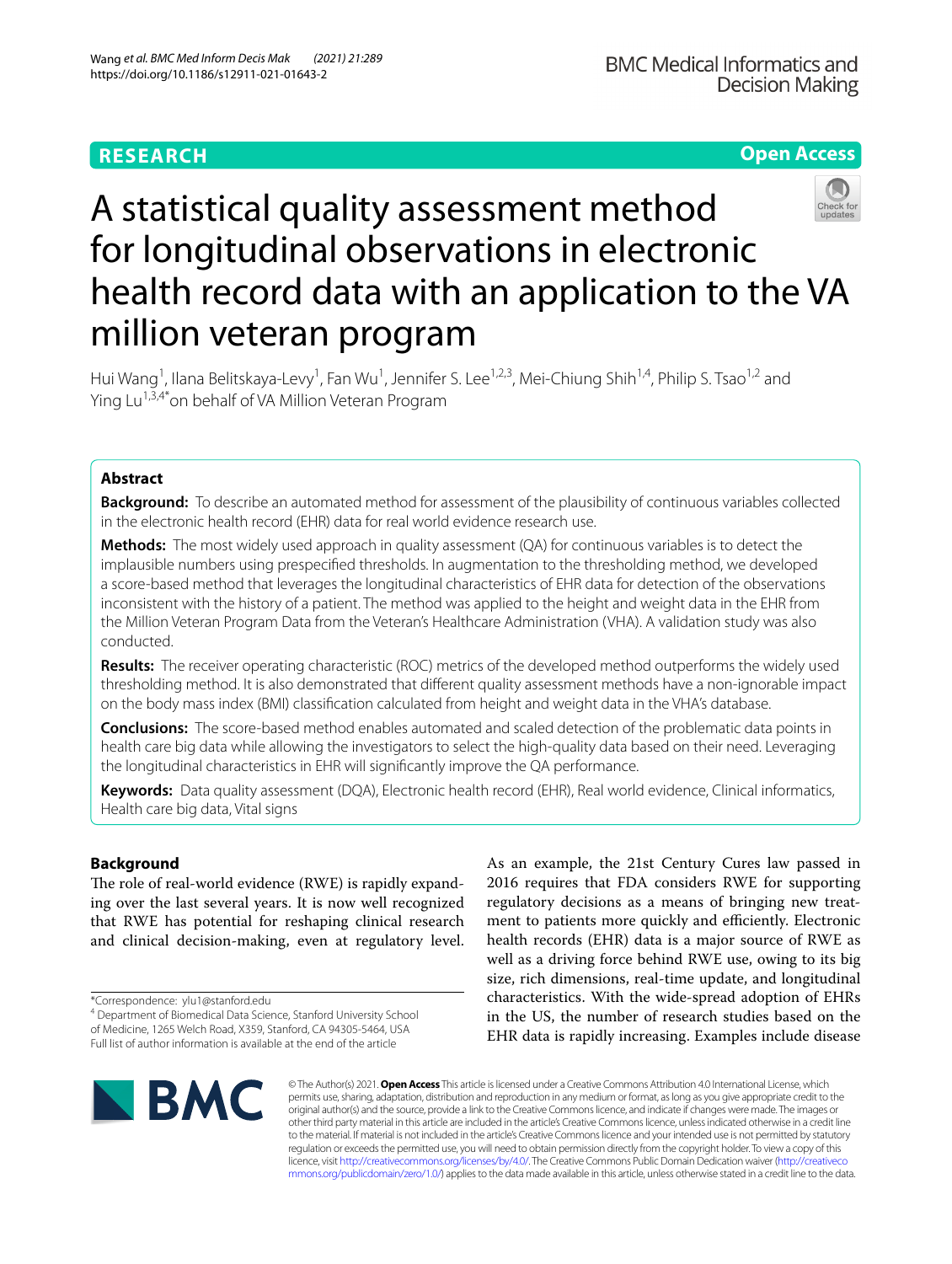RESEARCH

Open Access

# A statistical quality assessment method for longitudinal observations in electronic health record data with an application to the VA million veteran program

Hui Wang[1], Ilana Belitskaya-Levy[1], Fan Wu[1], Jennifer S. Lee[1,2,3], Mei-Chiung Shih[1,4], Philip S. Tsao[1,2] and Ying Lu[1,3,4*] on behalf of VA Million Veteran Program

## Abstract

**Background:** To describe an automated method for assessment of the plausibility of continuous variables collected in the electronic health record (EHR) data for real world evidence research use.

**Methods:** The most widely used approach in quality assessment (QA) for continuous variables is to detect the implausible numbers using prespecified thresholds. In augmentation to the thresholding method, we developed a score-based method that leverages the longitudinal characteristics of EHR data for detection of the observations inconsistent with the history of a patient. The method was applied to the height and weight data in the EHR from the Million Veteran Program Data from the Veteran's Healthcare Administration (VHA). A validation study was also conducted.

**Results:** The receiver operating characteristic (ROC) metrics of the developed method outperforms the widely used thresholding method. It is also demonstrated that different quality assessment methods have a non-ignorable impact on the body mass index (BMI) classification calculated from height and weight data in the VHA's database.

**Conclusions:** The score-based method enables automated and scaled detection of the problematic data points in health care big data while allowing the investigators to select the high-quality data based on their need. Leveraging the longitudinal characteristics in EHR will significantly improve the QA performance.

**Keywords:** Data quality assessment (DQA), Electronic health record (EHR), Real world evidence, Clinical informatics, Health care big data, Vital signs

## Background

The role of real-world evidence (RWE) is rapidly expanding over the last several years. It is now well recognized that RWE has potential for reshaping clinical research and clinical decision-making, even at regulatory level. As an example, the 21st Century Cures law passed in 2016 requires that FDA considers RWE for supporting regulatory decisions as a means of bringing new treatment to patients more quickly and efficiently. Electronic health records (EHR) data is a major source of RWE as well as a driving force behind RWE use, owing to its big size, rich dimensions, real-time update, and longitudinal characteristics. With the wide-spread adoption of EHRs in the US, the number of research studies based on the EHR data is rapidly increasing. Examples include disease

*Correspondence: ylu1@stanford.edu
[4] Department of Biomedical Data Science, Stanford University School of Medicine, 1265 Welch Road, X359, Stanford, CA 94305-5464, USA
Full list of author information is available at the end of the article

© The Author(s) 2021. **Open Access** This article is licensed under a Creative Commons Attribution 4.0 International License, which permits use, sharing, adaptation, distribution and reproduction in any medium or format, as long as you give appropriate credit to the original author(s) and the source, provide a link to the Creative Commons licence, and indicate if changes were made. The images or other third party material in this article are included in the article's Creative Commons licence, unless indicated otherwise in a credit line to the material. If material is not included in the article's Creative Commons licence and your intended use is not permitted by statutory regulation or exceeds the permitted use, you will need to obtain permission directly from the copyright holder. To view a copy of this licence, visit http://creativecommons.org/licenses/by/4.0/. The Creative Commons Public Domain Dedication waiver (http://creativecommons.org/publicdomain/zero/1.0/) applies to the data made available in this article, unless otherwise stated in a credit line to the data.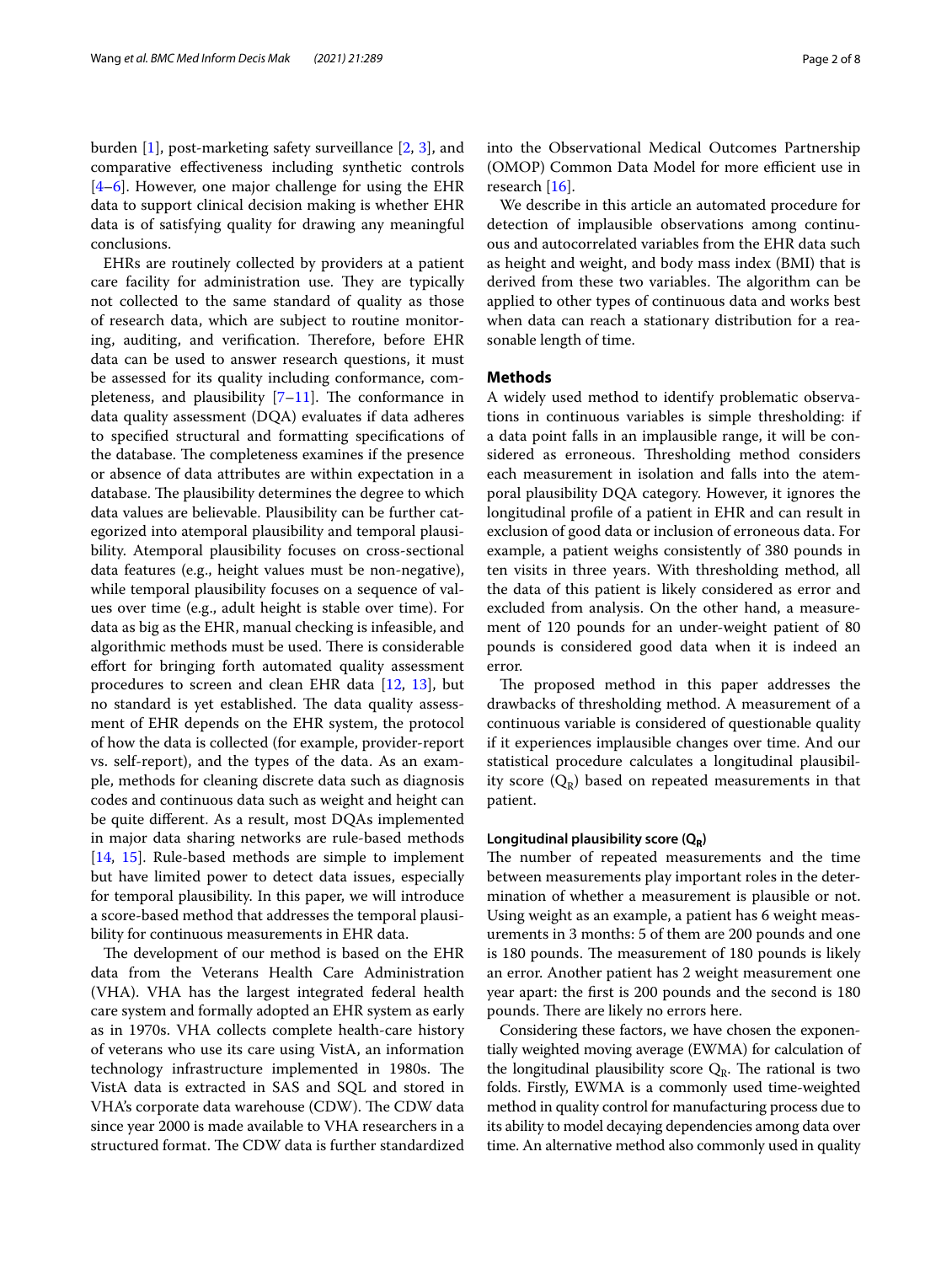burden [1], post-marketing safety surveillance [2, 3], and comparative effectiveness including synthetic controls [4–6]. However, one major challenge for using the EHR data to support clinical decision making is whether EHR data is of satisfying quality for drawing any meaningful conclusions.

EHRs are routinely collected by providers at a patient care facility for administration use. They are typically not collected to the same standard of quality as those of research data, which are subject to routine monitoring, auditing, and verification. Therefore, before EHR data can be used to answer research questions, it must be assessed for its quality including conformance, completeness, and plausibility [7–11]. The conformance in data quality assessment (DQA) evaluates if data adheres to specified structural and formatting specifications of the database. The completeness examines if the presence or absence of data attributes are within expectation in a database. The plausibility determines the degree to which data values are believable. Plausibility can be further categorized into atemporal plausibility and temporal plausibility. Atemporal plausibility focuses on cross-sectional data features (e.g., height values must be non-negative), while temporal plausibility focuses on a sequence of values over time (e.g., adult height is stable over time). For data as big as the EHR, manual checking is infeasible, and algorithmic methods must be used. There is considerable effort for bringing forth automated quality assessment procedures to screen and clean EHR data [12, 13], but no standard is yet established. The data quality assessment of EHR depends on the EHR system, the protocol of how the data is collected (for example, provider-report vs. self-report), and the types of the data. As an example, methods for cleaning discrete data such as diagnosis codes and continuous data such as weight and height can be quite different. As a result, most DQAs implemented in major data sharing networks are rule-based methods [14, 15]. Rule-based methods are simple to implement but have limited power to detect data issues, especially for temporal plausibility. In this paper, we will introduce a score-based method that addresses the temporal plausibility for continuous measurements in EHR data.

The development of our method is based on the EHR data from the Veterans Health Care Administration (VHA). VHA has the largest integrated federal health care system and formally adopted an EHR system as early as in 1970s. VHA collects complete health-care history of veterans who use its care using VistA, an information technology infrastructure implemented in 1980s. The VistA data is extracted in SAS and SQL and stored in VHA's corporate data warehouse (CDW). The CDW data since year 2000 is made available to VHA researchers in a structured format. The CDW data is further standardized into the Observational Medical Outcomes Partnership (OMOP) Common Data Model for more efficient use in research [16].

We describe in this article an automated procedure for detection of implausible observations among continuous and autocorrelated variables from the EHR data such as height and weight, and body mass index (BMI) that is derived from these two variables. The algorithm can be applied to other types of continuous data and works best when data can reach a stationary distribution for a reasonable length of time.

## Methods

A widely used method to identify problematic observations in continuous variables is simple thresholding: if a data point falls in an implausible range, it will be considered as erroneous. Thresholding method considers each measurement in isolation and falls into the atemporal plausibility DQA category. However, it ignores the longitudinal profile of a patient in EHR and can result in exclusion of good data or inclusion of erroneous data. For example, a patient weighs consistently of 380 pounds in ten visits in three years. With thresholding method, all the data of this patient is likely considered as error and excluded from analysis. On the other hand, a measurement of 120 pounds for an under-weight patient of 80 pounds is considered good data when it is indeed an error.

The proposed method in this paper addresses the drawbacks of thresholding method. A measurement of a continuous variable is considered of questionable quality if it experiences implausible changes over time. And our statistical procedure calculates a longitudinal plausibility score ($Q_R$) based on repeated measurements in that patient.

### Longitudinal plausibility score ($Q_R$)

The number of repeated measurements and the time between measurements play important roles in the determination of whether a measurement is plausible or not. Using weight as an example, a patient has 6 weight measurements in 3 months: 5 of them are 200 pounds and one is 180 pounds. The measurement of 180 pounds is likely an error. Another patient has 2 weight measurement one year apart: the first is 200 pounds and the second is 180 pounds. There are likely no errors here.

Considering these factors, we have chosen the exponentially weighted moving average (EWMA) for calculation of the longitudinal plausibility score $Q_R$. The rational is two folds. Firstly, EWMA is a commonly used time-weighted method in quality control for manufacturing process due to its ability to model decaying dependencies among data over time. An alternative method also commonly used in quality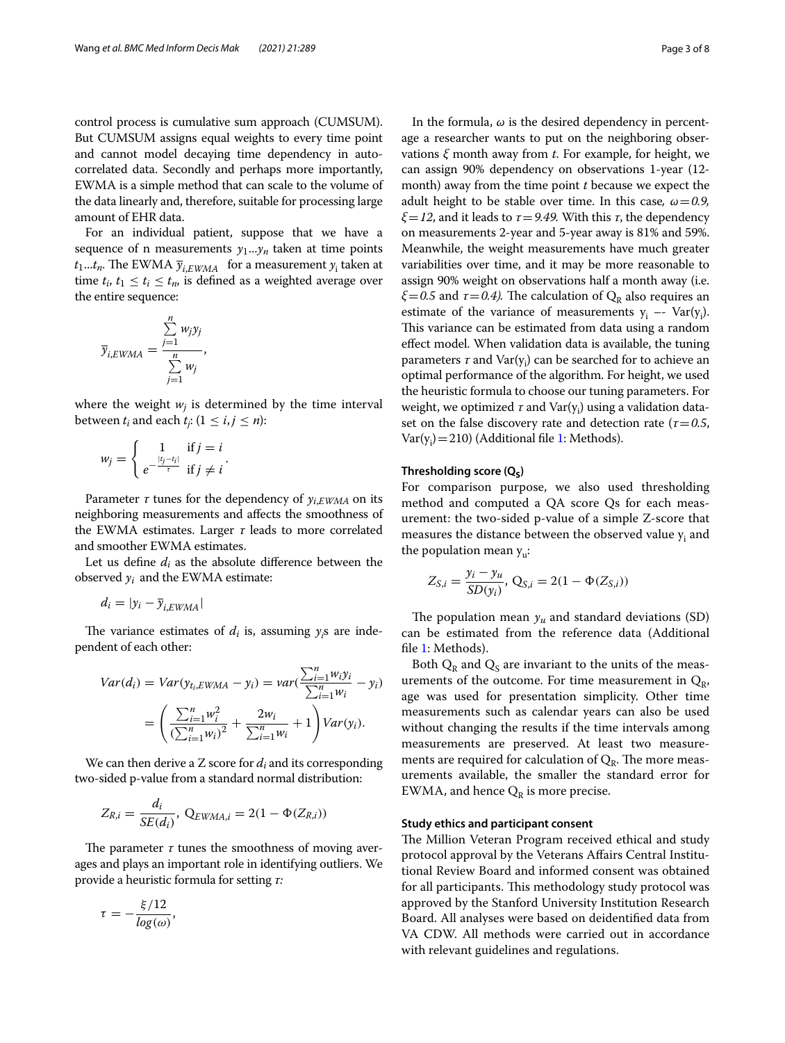control process is cumulative sum approach (CUMSUM). But CUMSUM assigns equal weights to every time point and cannot model decaying time dependency in autocorrelated data. Secondly and perhaps more importantly, EWMA is a simple method that can scale to the volume of the data linearly and, therefore, suitable for processing large amount of EHR data.

For an individual patient, suppose that we have a sequence of n measurements $y_1 ... y_n$ taken at time points $t_1 ... t_n$. The EWMA $\overline{y}_{i,EWMA}$ for a measurement $y_i$ taken at time $t_i$, $t_1 \leq t_i \leq t_n$, is defined as a weighted average over the entire sequence:

$$\overline{y}_{i,EWMA} = \frac{\sum_{j=1}^{n} w_j y_j}{\sum_{j=1}^{n} w_j},$$

where the weight $w_j$ is determined by the time interval between $t_i$ and each $t_j$: $(1 \leq i, j \leq n)$:

$$w_j = \begin{cases} 1 & \text{if } j = i \\ e^{-\frac{|t_j - t_i|}{\tau}} & \text{if } j \neq i \end{cases}.$$

Parameter $\tau$ tunes for the dependency of $y_{i,EWMA}$ on its neighboring measurements and affects the smoothness of the EWMA estimates. Larger $\tau$ leads to more correlated and smoother EWMA estimates.

Let us define $d_i$ as the absolute difference between the observed $y_i$ and the EWMA estimate:

$$d_i = |y_i - \overline{y}_{i,EWMA}|$$

The variance estimates of $d_i$ is, assuming $y_i$s are independent of each other:

$$Var(d_i) = Var(y_{t_i,EWMA} - y_i) = var\left(\frac{\sum_{i=1}^{n} w_i y_i}{\sum_{i=1}^{n} w_i} - y_i\right) = \left(\frac{\sum_{i=1}^{n} w_i^2}{\left(\sum_{i=1}^{n} w_i\right)^2} + \frac{2w_i}{\sum_{i=1}^{n} w_i} + 1\right) Var(y_i).$$

We can then derive a Z score for $d_i$ and its corresponding two-sided p-value from a standard normal distribution:

$$Z_{R,i} = \frac{d_i}{SE(d_i)},\ Q_{EWMA,i} = 2(1 - \Phi(Z_{R,i}))$$

The parameter $\tau$ tunes the smoothness of moving averages and plays an important role in identifying outliers. We provide a heuristic formula for setting $\tau$:

$$\tau = -\frac{\xi/12}{log(\omega)},$$

In the formula, $\omega$ is the desired dependency in percentage a researcher wants to put on the neighboring observations $\xi$ month away from $t$. For example, for height, we can assign 90% dependency on observations 1-year (12-month) away from the time point $t$ because we expect the adult height to be stable over time. In this case, $\omega = 0.9$, $\xi = 12$, and it leads to $\tau = 9.49$. With this $\tau$, the dependency on measurements 2-year and 5-year away is 81% and 59%. Meanwhile, the weight measurements have much greater variabilities over time, and it may be more reasonable to assign 90% weight on observations half a month away (i.e. $\xi = 0.5$ and $\tau = 0.4$). The calculation of $Q_R$ also requires an estimate of the variance of measurements $y_i$ –- $Var(y_i)$. This variance can be estimated from data using a random effect model. When validation data is available, the tuning parameters $\tau$ and $Var(y_i)$ can be searched for to achieve an optimal performance of the algorithm. For height, we used the heuristic formula to choose our tuning parameters. For weight, we optimized $\tau$ and $Var(y_i)$ using a validation dataset on the false discovery rate and detection rate ($\tau = 0.5$, $Var(y_i) = 210$) (Additional file 1: Methods).

### Thresholding score ($Q_S$)

For comparison purpose, we also used thresholding method and computed a QA score Qs for each measurement: the two-sided p-value of a simple Z-score that measures the distance between the observed value $y_i$ and the population mean $y_u$:

$$Z_{S,i} = \frac{y_i - y_u}{SD(y_i)},\ Q_{S,i} = 2(1 - \Phi(Z_{S,i}))$$

The population mean $y_u$ and standard deviations (SD) can be estimated from the reference data (Additional file 1: Methods).

Both $Q_R$ and $Q_S$ are invariant to the units of the measurements of the outcome. For time measurement in $Q_R$, age was used for presentation simplicity. Other time measurements such as calendar years can also be used without changing the results if the time intervals among measurements are preserved. At least two measurements are required for calculation of $Q_R$. The more measurements available, the smaller the standard error for EWMA, and hence $Q_R$ is more precise.

### Study ethics and participant consent

The Million Veteran Program received ethical and study protocol approval by the Veterans Affairs Central Institutional Review Board and informed consent was obtained for all participants. This methodology study protocol was approved by the Stanford University Institution Research Board. All analyses were based on deidentified data from VA CDW. All methods were carried out in accordance with relevant guidelines and regulations.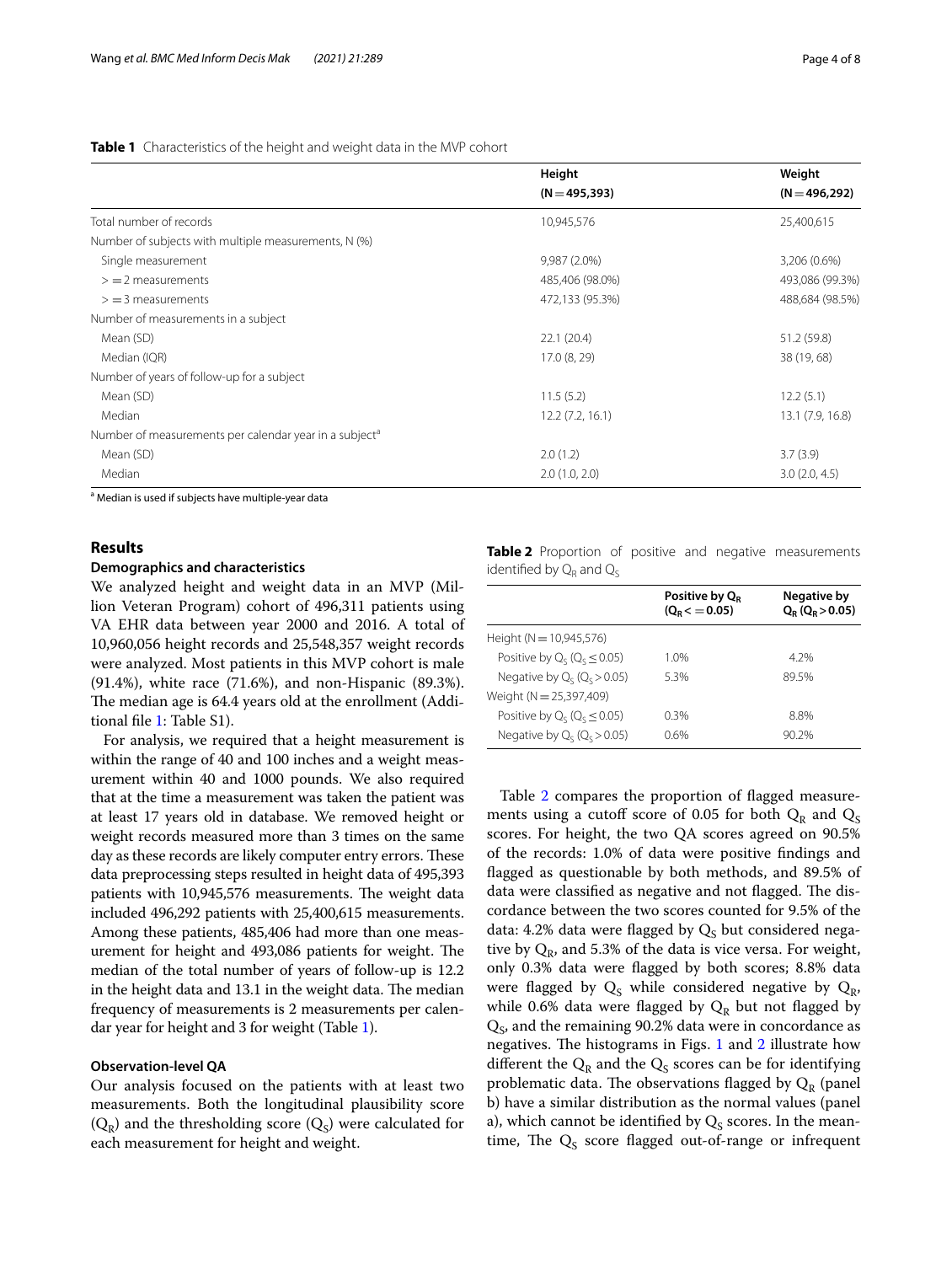**Table 1** Characteristics of the height and weight data in the MVP cohort

| | Height (N = 495,393) | Weight (N = 496,292) |
|---|---|---|
| Total number of records | 10,945,576 | 25,400,615 |
| Number of subjects with multiple measurements, N (%) | | |
| Single measurement | 9,987 (2.0%) | 3,206 (0.6%) |
| > = 2 measurements | 485,406 (98.0%) | 493,086 (99.3%) |
| > = 3 measurements | 472,133 (95.3%) | 488,684 (98.5%) |
| Number of measurements in a subject | | |
| Mean (SD) | 22.1 (20.4) | 51.2 (59.8) |
| Median (IQR) | 17.0 (8, 29) | 38 (19, 68) |
| Number of years of follow-up for a subject | | |
| Mean (SD) | 11.5 (5.2) | 12.2 (5.1) |
| Median | 12.2 (7.2, 16.1) | 13.1 (7.9, 16.8) |
| Number of measurements per calendar year in a subject[a] | | |
| Mean (SD) | 2.0 (1.2) | 3.7 (3.9) |
| Median | 2.0 (1.0, 2.0) | 3.0 (2.0, 4.5) |

[a] Median is used if subjects have multiple-year data

## Results

### Demographics and characteristics

We analyzed height and weight data in an MVP (Million Veteran Program) cohort of 496,311 patients using VA EHR data between year 2000 and 2016. A total of 10,960,056 height records and 25,548,357 weight records were analyzed. Most patients in this MVP cohort is male (91.4%), white race (71.6%), and non-Hispanic (89.3%). The median age is 64.4 years old at the enrollment (Additional file 1: Table S1).

For analysis, we required that a height measurement is within the range of 40 and 100 inches and a weight measurement within 40 and 1000 pounds. We also required that at the time a measurement was taken the patient was at least 17 years old in database. We removed height or weight records measured more than 3 times on the same day as these records are likely computer entry errors. These data preprocessing steps resulted in height data of 495,393 patients with 10,945,576 measurements. The weight data included 496,292 patients with 25,400,615 measurements. Among these patients, 485,406 had more than one measurement for height and 493,086 patients for weight. The median of the total number of years of follow-up is 12.2 in the height data and 13.1 in the weight data. The median frequency of measurements is 2 measurements per calendar year for height and 3 for weight (Table 1).

### Observation-level QA

Our analysis focused on the patients with at least two measurements. Both the longitudinal plausibility score ($Q_R$) and the thresholding score ($Q_S$) were calculated for each measurement for height and weight.

**Table 2** Proportion of positive and negative measurements identified by $Q_R$ and $Q_S$

| | Positive by $Q_R$ ($Q_R <= 0.05$) | Negative by $Q_R$ ($Q_R > 0.05$) |
|---|---|---|
| Height (N = 10,945,576) | | |
| Positive by $Q_S$ ($Q_S \leq 0.05$) | 1.0% | 4.2% |
| Negative by $Q_S$ ($Q_S > 0.05$) | 5.3% | 89.5% |
| Weight (N = 25,397,409) | | |
| Positive by $Q_S$ ($Q_S \leq 0.05$) | 0.3% | 8.8% |
| Negative by $Q_S$ ($Q_S > 0.05$) | 0.6% | 90.2% |

Table 2 compares the proportion of flagged measurements using a cutoff score of 0.05 for both $Q_R$ and $Q_S$ scores. For height, the two QA scores agreed on 90.5% of the records: 1.0% of data were positive findings and flagged as questionable by both methods, and 89.5% of data were classified as negative and not flagged. The discordance between the two scores counted for 9.5% of the data: 4.2% data were flagged by $Q_S$ but considered negative by $Q_R$, and 5.3% of the data is vice versa. For weight, only 0.3% data were flagged by both scores; 8.8% data were flagged by $Q_S$ while considered negative by $Q_R$, while 0.6% data were flagged by $Q_R$ but not flagged by $Q_S$, and the remaining 90.2% data were in concordance as negatives. The histograms in Figs. 1 and 2 illustrate how different the $Q_R$ and the $Q_S$ scores can be for identifying problematic data. The observations flagged by $Q_R$ (panel b) have a similar distribution as the normal values (panel a), which cannot be identified by $Q_S$ scores. In the meantime, The $Q_S$ score flagged out-of-range or infrequent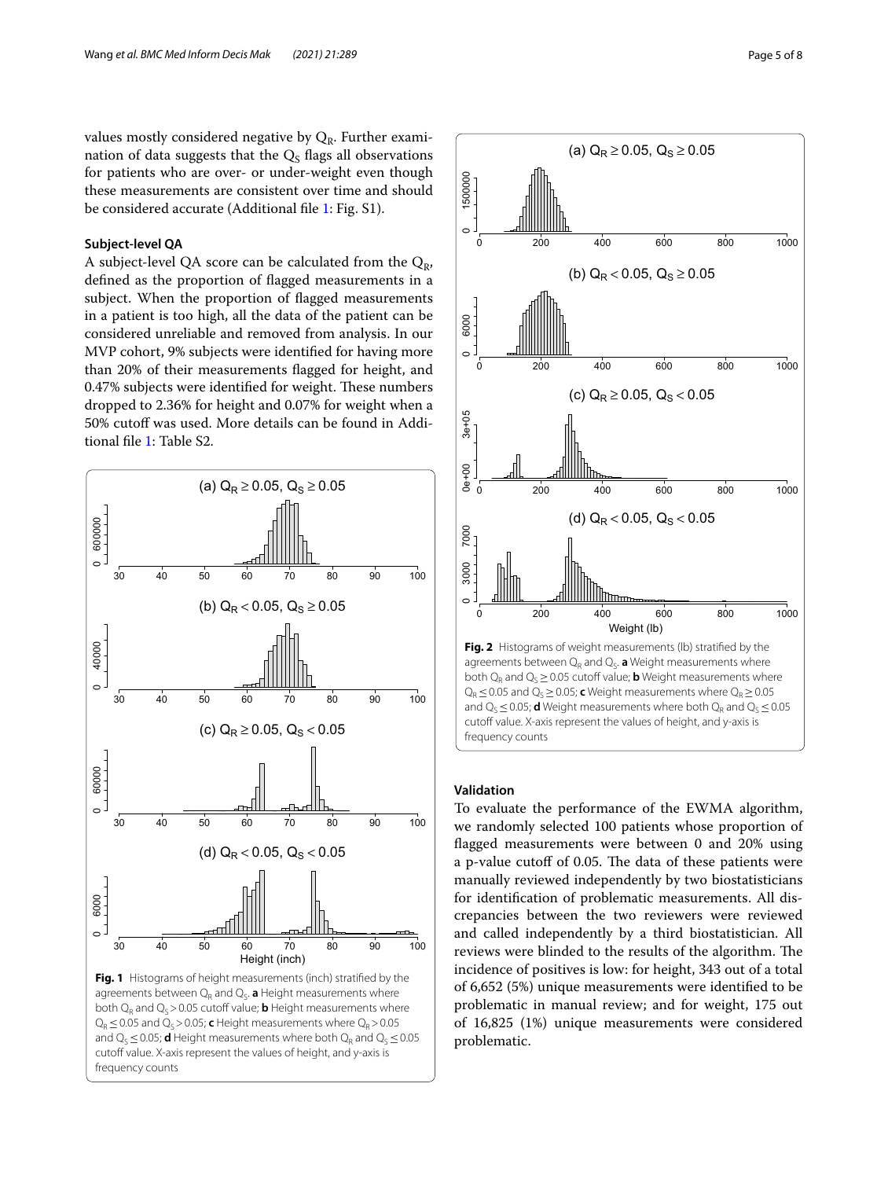values mostly considered negative by $Q_R$. Further examination of data suggests that the $Q_S$ flags all observations for patients who are over- or under-weight even though these measurements are consistent over time and should be considered accurate (Additional file 1: Fig. S1).

### Subject-level QA

A subject-level QA score can be calculated from the $Q_R$, defined as the proportion of flagged measurements in a subject. When the proportion of flagged measurements in a patient is too high, all the data of the patient can be considered unreliable and removed from analysis. In our MVP cohort, 9% subjects were identified for having more than 20% of their measurements flagged for height, and 0.47% subjects were identified for weight. These numbers dropped to 2.36% for height and 0.07% for weight when a 50% cutoff was used. More details can be found in Additional file 1: Table S2.

**Fig. 1** Histograms of height measurements (inch) stratified by the agreements between $Q_R$ and $Q_S$. **a** Height measurements where both $Q_R$ and $Q_S > 0.05$ cutoff value; **b** Height measurements where $Q_R \leq 0.05$ and $Q_S > 0.05$; **c** Height measurements where $Q_R > 0.05$ and $Q_S \leq 0.05$; **d** Height measurements where both $Q_R$ and $Q_S \leq 0.05$ cutoff value. X-axis represent the values of height, and y-axis is frequency counts

**Fig. 2** Histograms of weight measurements (lb) stratified by the agreements between $Q_R$ and $Q_S$. **a** Weight measurements where both $Q_R$ and $Q_S \geq 0.05$ cutoff value; **b** Weight measurements where $Q_R \leq 0.05$ and $Q_S \geq 0.05$; **c** Weight measurements where $Q_R \geq 0.05$ and $Q_S \leq 0.05$; **d** Weight measurements where both $Q_R$ and $Q_S \leq 0.05$ cutoff value. X-axis represent the values of height, and y-axis is frequency counts

### Validation

To evaluate the performance of the EWMA algorithm, we randomly selected 100 patients whose proportion of flagged measurements were between 0 and 20% using a p-value cutoff of 0.05. The data of these patients were manually reviewed independently by two biostatisticians for identification of problematic measurements. All discrepancies between the two reviewers were reviewed and called independently by a third biostatistician. All reviews were blinded to the results of the algorithm. The incidence of positives is low: for height, 343 out of a total of 6,652 (5%) unique measurements were identified to be problematic in manual review; and for weight, 175 out of 16,825 (1%) unique measurements were considered problematic.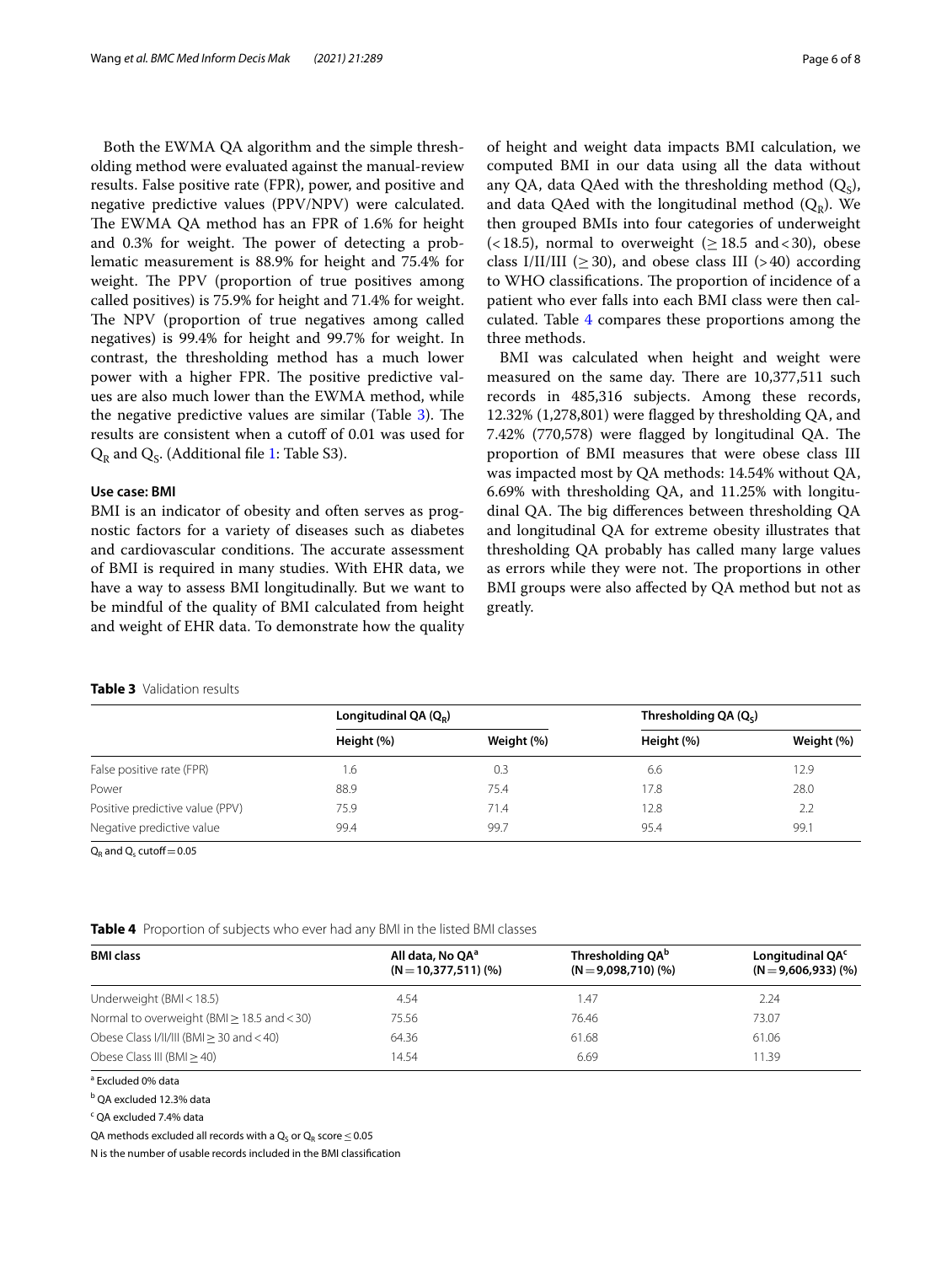Both the EWMA QA algorithm and the simple thresholding method were evaluated against the manual-review results. False positive rate (FPR), power, and positive and negative predictive values (PPV/NPV) were calculated. The EWMA QA method has an FPR of 1.6% for height and 0.3% for weight. The power of detecting a problematic measurement is 88.9% for height and 75.4% for weight. The PPV (proportion of true positives among called positives) is 75.9% for height and 71.4% for weight. The NPV (proportion of true negatives among called negatives) is 99.4% for height and 99.7% for weight. In contrast, the thresholding method has a much lower power with a higher FPR. The positive predictive values are also much lower than the EWMA method, while the negative predictive values are similar (Table 3). The results are consistent when a cutoff of 0.01 was used for $Q_R$ and $Q_S$. (Additional file 1: Table S3).

### Use case: BMI

BMI is an indicator of obesity and often serves as prognostic factors for a variety of diseases such as diabetes and cardiovascular conditions. The accurate assessment of BMI is required in many studies. With EHR data, we have a way to assess BMI longitudinally. But we want to be mindful of the quality of BMI calculated from height and weight of EHR data. To demonstrate how the quality of height and weight data impacts BMI calculation, we computed BMI in our data using all the data without any QA, data QAed with the thresholding method ($Q_S$), and data QAed with the longitudinal method ($Q_R$). We then grouped BMIs into four categories of underweight ($<18.5$), normal to overweight ($\geq 18.5$ and $<30$), obese class I/II/III ($\geq 30$), and obese class III ($>40$) according to WHO classifications. The proportion of incidence of a patient who ever falls into each BMI class were then calculated. Table 4 compares these proportions among the three methods.

BMI was calculated when height and weight were measured on the same day. There are 10,377,511 such records in 485,316 subjects. Among these records, 12.32% (1,278,801) were flagged by thresholding QA, and 7.42% (770,578) were flagged by longitudinal QA. The proportion of BMI measures that were obese class III was impacted most by QA methods: 14.54% without QA, 6.69% with thresholding QA, and 11.25% with longitudinal QA. The big differences between thresholding QA and longitudinal QA for extreme obesity illustrates that thresholding QA probably has called many large values as errors while they were not. The proportions in other BMI groups were also affected by QA method but not as greatly.

**Table 3** Validation results

| | Longitudinal QA ($Q_R$) | | Thresholding QA ($Q_S$) | |
|---|---|---|---|---|
| | Height (%) | Weight (%) | Height (%) | Weight (%) |
| False positive rate (FPR) | 1.6 | 0.3 | 6.6 | 12.9 |
| Power | 88.9 | 75.4 | 17.8 | 28.0 |
| Positive predictive value (PPV) | 75.9 | 71.4 | 12.8 | 2.2 |
| Negative predictive value | 99.4 | 99.7 | 95.4 | 99.1 |

$Q_R$ and $Q_s$ cutoff = 0.05

**Table 4** Proportion of subjects who ever had any BMI in the listed BMI classes

| BMI class | All data, No QA[a] (N = 10,377,511) (%) | Thresholding QA[b] (N = 9,098,710) (%) | Longitudinal QA[c] (N = 9,606,933) (%) |
|---|---|---|---|
| Underweight (BMI < 18.5) | 4.54 | 1.47 | 2.24 |
| Normal to overweight (BMI ≥ 18.5 and < 30) | 75.56 | 76.46 | 73.07 |
| Obese Class I/II/III (BMI ≥ 30 and < 40) | 64.36 | 61.68 | 61.06 |
| Obese Class III (BMI ≥ 40) | 14.54 | 6.69 | 11.39 |

[a] Excluded 0% data

[b] QA excluded 12.3% data

[c] QA excluded 7.4% data

QA methods excluded all records with a $Q_S$ or $Q_R$ score ≤ 0.05

N is the number of usable records included in the BMI classification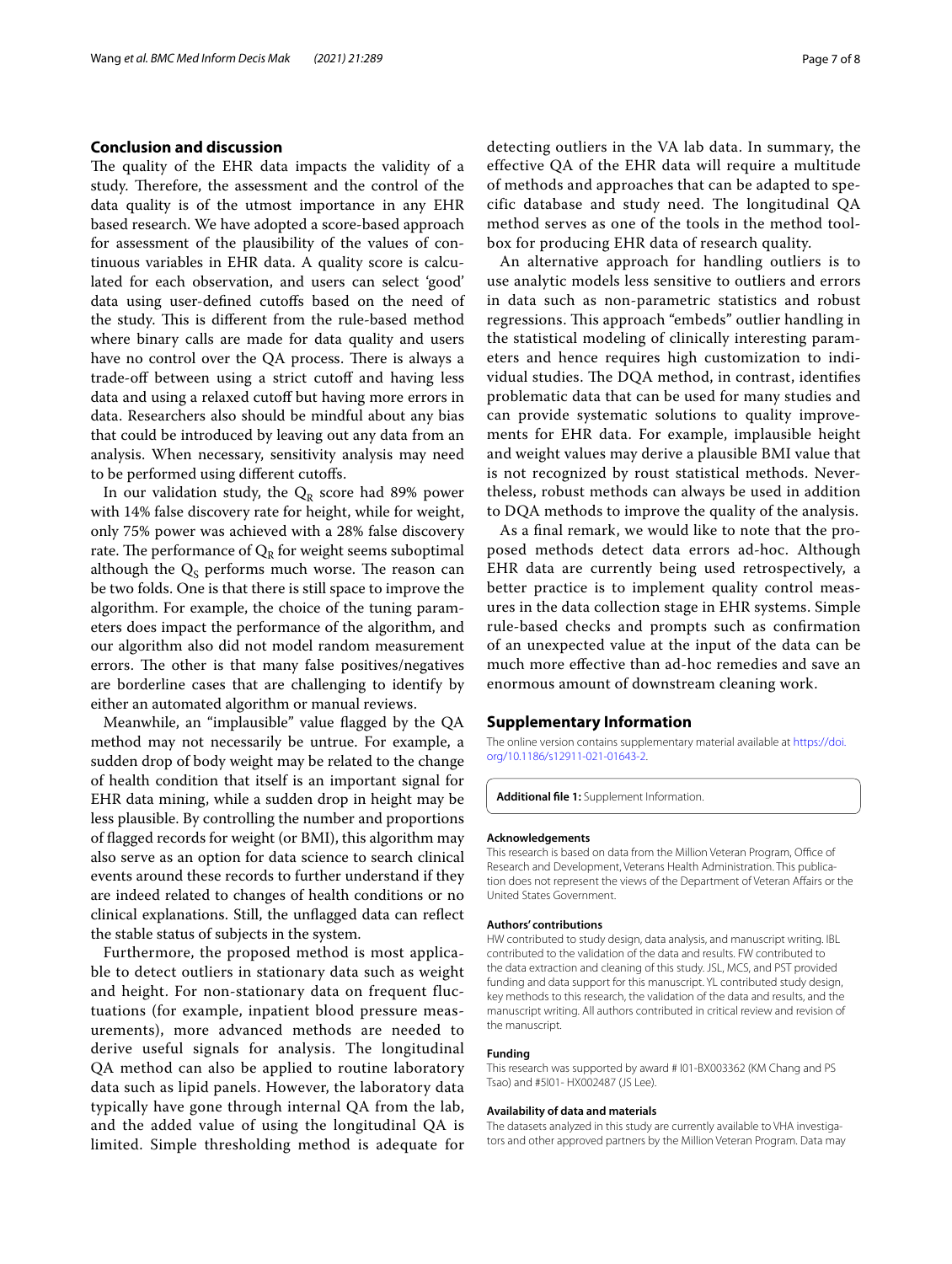## Conclusion and discussion

The quality of the EHR data impacts the validity of a study. Therefore, the assessment and the control of the data quality is of the utmost importance in any EHR based research. We have adopted a score-based approach for assessment of the plausibility of the values of continuous variables in EHR data. A quality score is calculated for each observation, and users can select 'good' data using user-defined cutoffs based on the need of the study. This is different from the rule-based method where binary calls are made for data quality and users have no control over the QA process. There is always a trade-off between using a strict cutoff and having less data and using a relaxed cutoff but having more errors in data. Researchers also should be mindful about any bias that could be introduced by leaving out any data from an analysis. When necessary, sensitivity analysis may need to be performed using different cutoffs.

In our validation study, the $Q_R$ score had 89% power with 14% false discovery rate for height, while for weight, only 75% power was achieved with a 28% false discovery rate. The performance of $Q_R$ for weight seems suboptimal although the $Q_S$ performs much worse. The reason can be two folds. One is that there is still space to improve the algorithm. For example, the choice of the tuning parameters does impact the performance of the algorithm, and our algorithm also did not model random measurement errors. The other is that many false positives/negatives are borderline cases that are challenging to identify by either an automated algorithm or manual reviews.

Meanwhile, an "implausible" value flagged by the QA method may not necessarily be untrue. For example, a sudden drop of body weight may be related to the change of health condition that itself is an important signal for EHR data mining, while a sudden drop in height may be less plausible. By controlling the number and proportions of flagged records for weight (or BMI), this algorithm may also serve as an option for data science to search clinical events around these records to further understand if they are indeed related to changes of health conditions or no clinical explanations. Still, the unflagged data can reflect the stable status of subjects in the system.

Furthermore, the proposed method is most applicable to detect outliers in stationary data such as weight and height. For non-stationary data on frequent fluctuations (for example, inpatient blood pressure measurements), more advanced methods are needed to derive useful signals for analysis. The longitudinal QA method can also be applied to routine laboratory data such as lipid panels. However, the laboratory data typically have gone through internal QA from the lab, and the added value of using the longitudinal QA is limited. Simple thresholding method is adequate for detecting outliers in the VA lab data. In summary, the effective QA of the EHR data will require a multitude of methods and approaches that can be adapted to specific database and study need. The longitudinal QA method serves as one of the tools in the method toolbox for producing EHR data of research quality.

An alternative approach for handling outliers is to use analytic models less sensitive to outliers and errors in data such as non-parametric statistics and robust regressions. This approach "embeds" outlier handling in the statistical modeling of clinically interesting parameters and hence requires high customization to individual studies. The DQA method, in contrast, identifies problematic data that can be used for many studies and can provide systematic solutions to quality improvements for EHR data. For example, implausible height and weight values may derive a plausible BMI value that is not recognized by roust statistical methods. Nevertheless, robust methods can always be used in addition to DQA methods to improve the quality of the analysis.

As a final remark, we would like to note that the proposed methods detect data errors ad-hoc. Although EHR data are currently being used retrospectively, a better practice is to implement quality control measures in the data collection stage in EHR systems. Simple rule-based checks and prompts such as confirmation of an unexpected value at the input of the data can be much more effective than ad-hoc remedies and save an enormous amount of downstream cleaning work.

## Supplementary Information

The online version contains supplementary material available at https://doi.org/10.1186/s12911-021-01643-2.

**Additional file 1:** Supplement Information.

#### Acknowledgements

This research is based on data from the Million Veteran Program, Office of Research and Development, Veterans Health Administration. This publication does not represent the views of the Department of Veteran Affairs or the United States Government.

#### Authors' contributions

HW contributed to study design, data analysis, and manuscript writing. IBL contributed to the validation of the data and results. FW contributed to the data extraction and cleaning of this study. JSL, MCS, and PST provided funding and data support for this manuscript. YL contributed study design, key methods to this research, the validation of the data and results, and the manuscript writing. All authors contributed in critical review and revision of the manuscript.

#### Funding

This research was supported by award # I01-BX003362 (KM Chang and PS Tsao) and #5I01- HX002487 (JS Lee).

#### Availability of data and materials

The datasets analyzed in this study are currently available to VHA investigators and other approved partners by the Million Veteran Program. Data may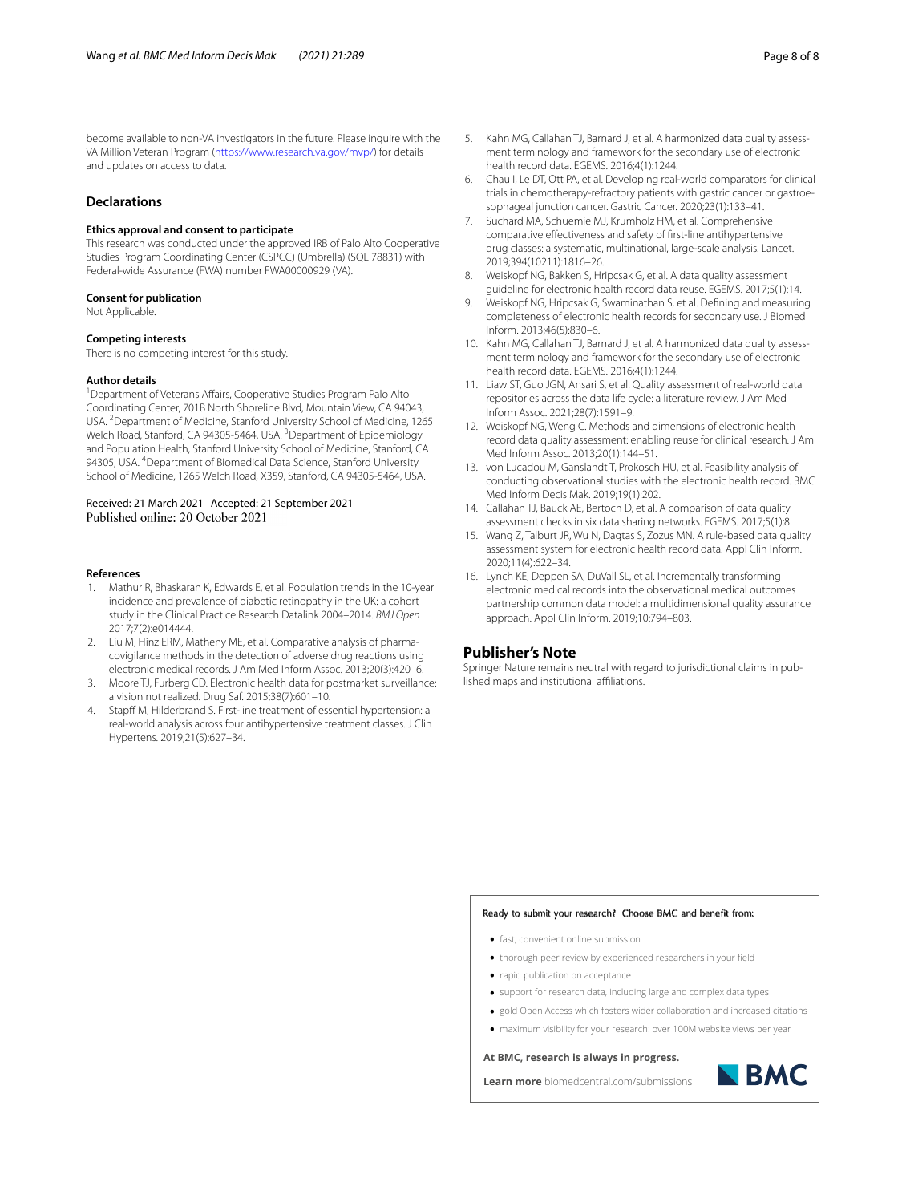become available to non-VA investigators in the future. Please inquire with the VA Million Veteran Program (https://www.research.va.gov/mvp/) for details and updates on access to data.

## Declarations

### Ethics approval and consent to participate
This research was conducted under the approved IRB of Palo Alto Cooperative Studies Program Coordinating Center (CSPCC) (Umbrella) (SQL 78831) with Federal-wide Assurance (FWA) number FWA00000929 (VA).

### Consent for publication
Not Applicable.

### Competing interests
There is no competing interest for this study.

### Author details
[1]Department of Veterans Affairs, Cooperative Studies Program Palo Alto Coordinating Center, 701B North Shoreline Blvd, Mountain View, CA 94043, USA. [2]Department of Medicine, Stanford University School of Medicine, 1265 Welch Road, Stanford, CA 94305-5464, USA. [3]Department of Epidemiology and Population Health, Stanford University School of Medicine, Stanford, CA 94305, USA. [4]Department of Biomedical Data Science, Stanford University School of Medicine, 1265 Welch Road, X359, Stanford, CA 94305-5464, USA.

Received: 21 March 2021 Accepted: 21 September 2021
Published online: 20 October 2021

### References
1. Mathur R, Bhaskaran K, Edwards E, et al. Population trends in the 10-year incidence and prevalence of diabetic retinopathy in the UK: a cohort study in the Clinical Practice Research Datalink 2004–2014. *BMJ Open* 2017;7(2):e014444.
2. Liu M, Hinz ERM, Matheny ME, et al. Comparative analysis of pharmacovigilance methods in the detection of adverse drug reactions using electronic medical records. J Am Med Inform Assoc. 2013;20(3):420–6.
3. Moore TJ, Furberg CD. Electronic health data for postmarket surveillance: a vision not realized. Drug Saf. 2015;38(7):601–10.
4. Stapff M, Hilderbrand S. First-line treatment of essential hypertension: a real-world analysis across four antihypertensive treatment classes. J Clin Hypertens. 2019;21(5):627–34.
5. Kahn MG, Callahan TJ, Barnard J, et al. A harmonized data quality assessment terminology and framework for the secondary use of electronic health record data. EGEMS. 2016;4(1):1244.
6. Chau I, Le DT, Ott PA, et al. Developing real-world comparators for clinical trials in chemotherapy-refractory patients with gastric cancer or gastroesophageal junction cancer. Gastric Cancer. 2020;23(1):133–41.
7. Suchard MA, Schuemie MJ, Krumholz HM, et al. Comprehensive comparative effectiveness and safety of first-line antihypertensive drug classes: a systematic, multinational, large-scale analysis. Lancet. 2019;394(10211):1816–26.
8. Weiskopf NG, Bakken S, Hripcsak G, et al. A data quality assessment guideline for electronic health record data reuse. EGEMS. 2017;5(1):14.
9. Weiskopf NG, Hripcsak G, Swaminathan S, et al. Defining and measuring completeness of electronic health records for secondary use. J Biomed Inform. 2013;46(5):830–6.
10. Kahn MG, Callahan TJ, Barnard J, et al. A harmonized data quality assessment terminology and framework for the secondary use of electronic health record data. EGEMS. 2016;4(1):1244.
11. Liaw ST, Guo JGN, Ansari S, et al. Quality assessment of real-world data repositories across the data life cycle: a literature review. J Am Med Inform Assoc. 2021;28(7):1591–9.
12. Weiskopf NG, Weng C. Methods and dimensions of electronic health record data quality assessment: enabling reuse for clinical research. J Am Med Inform Assoc. 2013;20(1):144–51.
13. von Lucadou M, Ganslandt T, Prokosch HU, et al. Feasibility analysis of conducting observational studies with the electronic health record. BMC Med Inform Decis Mak. 2019;19(1):202.
14. Callahan TJ, Bauck AE, Bertoch D, et al. A comparison of data quality assessment checks in six data sharing networks. EGEMS. 2017;5(1):8.
15. Wang Z, Talburt JR, Wu N, Dagtas S, Zozus MN. A rule-based data quality assessment system for electronic health record data. Appl Clin Inform. 2020;11(4):622–34.
16. Lynch KE, Deppen SA, DuVall SL, et al. Incrementally transforming electronic medical records into the observational medical outcomes partnership common data model: a multidimensional quality assurance approach. Appl Clin Inform. 2019;10:794–803.

## Publisher's Note
Springer Nature remains neutral with regard to jurisdictional claims in published maps and institutional affiliations.

Ready to submit your research? Choose BMC and benefit from:

- fast, convenient online submission
- thorough peer review by experienced researchers in your field
- rapid publication on acceptance
- support for research data, including large and complex data types
- gold Open Access which fosters wider collaboration and increased citations
- maximum visibility for your research: over 100M website views per year

**At BMC, research is always in progress.**

**Learn more** biomedcentral.com/submissions